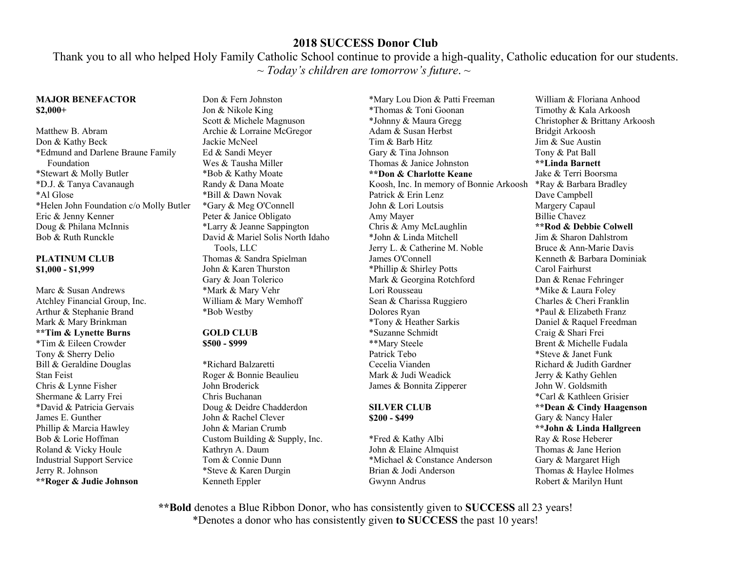# 2018 SUCCESS Donor Club

Thank you to all who helped Holy Family Catholic School continue to provide a high-quality, Catholic education for our students.

*~ Today's children are tomorrow's future. ~*

**MAJOR BENEFACTOR**
**$2,000+**

Matthew B. Abram
Don & Kathy Beck
*Edmund and Darlene Braune Family Foundation
*Stewart & Molly Butler
*D.J. & Tanya Cavanaugh
*Al Glose
*Helen John Foundation c/o Molly Butler
Eric & Jenny Kenner
Doug & Philana McInnis
Bob & Ruth Runckle

**PLATINUM CLUB**
**$1,000 - $1,999**

Marc & Susan Andrews
Atchley Financial Group, Inc.
Arthur & Stephanie Brand
Mark & Mary Brinkman
**\*\*Tim & Lynette Burns**
*Tim & Eileen Crowder
Tony & Sherry Delio
Bill & Geraldine Douglas
Stan Feist
Chris & Lynne Fisher
Shermane & Larry Frei
*David & Patricia Gervais
James E. Gunther
Phillip & Marcia Hawley
Bob & Lorie Hoffman
Roland & Vicky Houle
Industrial Support Service
Jerry R. Johnson
**\*\*Roger & Judie Johnson**
Don & Fern Johnston
Jon & Nikole King
Scott & Michele Magnuson
Archie & Lorraine McGregor
Jackie McNeel
Ed & Sandi Meyer
Wes & Tausha Miller
*Bob & Kathy Moate
Randy & Dana Moate
*Bill & Dawn Novak
*Gary & Meg O'Connell
Peter & Janice Obligato
*Larry & Jeanne Sappington
David & Mariel Solis North Idaho Tools, LLC
Thomas & Sandra Spielman
John & Karen Thurston
Gary & Joan Tolerico
*Mark & Mary Vehr
William & Mary Wemhoff
*Bob Westby

**GOLD CLUB**
**$500 - $999**

*Richard Balzaretti
Roger & Bonnie Beaulieu
John Broderick
Chris Buchanan
Doug & Deidre Chadderdon
John & Rachel Clever
John & Marian Crumb
Custom Building & Supply, Inc.
Kathryn A. Daum
Tom & Connie Dunn
*Steve & Karen Durgin
Kenneth Eppler
*Mary Lou Dion & Patti Freeman
*Thomas & Toni Goonan
*Johnny & Maura Gregg
Adam & Susan Herbst
Tim & Barb Hitz
Gary & Tina Johnson
Thomas & Janice Johnston
**\*\*Don & Charlotte Keane**
Koosh, Inc. In memory of Bonnie Arkoosh
Patrick & Erin Lenz
John & Lori Loutsis
Amy Mayer
Chris & Amy McLaughlin
*John & Linda Mitchell
Jerry L. & Catherine M. Noble
James O'Connell
*Phillip & Shirley Potts
Mark & Georgina Rotchford
Lori Rousseau
Sean & Charissa Ruggiero
Dolores Ryan
*Tony & Heather Sarkis
*Suzanne Schmidt
**Mary Steele
Patrick Tebo
Cecelia Vianden
Mark & Judi Weadick
James & Bonnita Zipperer

**SILVER CLUB**
**$200 - $499**

*Fred & Kathy Albi
John & Elaine Almquist
*Michael & Constance Anderson
Brian & Jodi Anderson
Gwynn Andrus
William & Floriana Anhood
Timothy & Kala Arkoosh
Christopher & Brittany Arkoosh
Bridgit Arkoosh
Jim & Sue Austin
Tony & Pat Ball
**\*\*Linda Barnett**
Jake & Terri Boorsma
*Ray & Barbara Bradley
Dave Campbell
Margery Capaul
Billie Chavez
**\*\*Rod & Debbie Colwell**
Jim & Sharon Dahlstrom
Bruce & Ann-Marie Davis
Kenneth & Barbara Dominiak
Carol Fairhurst
Dan & Renae Fehringer
*Mike & Laura Foley
Charles & Cheri Franklin
*Paul & Elizabeth Franz
Daniel & Raquel Freedman
Craig & Shari Frei
Brent & Michelle Fudala
*Steve & Janet Funk
Richard & Judith Gardner
Jerry & Kathy Gehlen
John W. Goldsmith
*Carl & Kathleen Grisier
**\*\*Dean & Cindy Haagenson**
Gary & Nancy Haler
**\*\*John & Linda Hallgreen**
Ray & Rose Heberer
Thomas & Jane Herion
Gary & Margaret High
Thomas & Haylee Holmes
Robert & Marilyn Hunt

**\*\*Bold** denotes a Blue Ribbon Donor, who has consistently given to **SUCCESS** all 23 years!
*Denotes a donor who has consistently given **to SUCCESS** the past 10 years!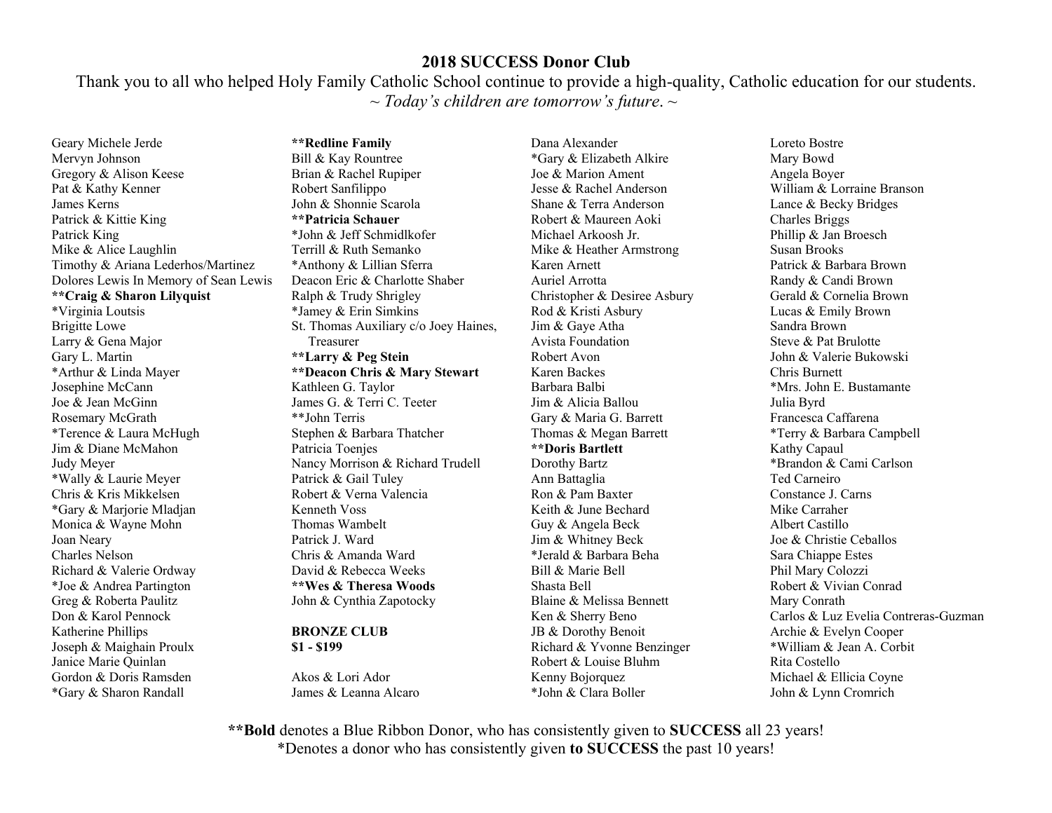## 2018 SUCCESS Donor Club

Thank you to all who helped Holy Family Catholic School continue to provide a high-quality, Catholic education for our students.

*~ Today's children are tomorrow's future. ~*

Geary Michele Jerde
Mervyn Johnson
Gregory & Alison Keese
Pat & Kathy Kenner
James Kerns
Patrick & Kittie King
Patrick King
Mike & Alice Laughlin
Timothy & Ariana Lederhos/Martinez
Dolores Lewis In Memory of Sean Lewis
**\*\*Craig & Sharon Lilyquist**
*Virginia Loutsis
Brigitte Lowe
Larry & Gena Major
Gary L. Martin
*Arthur & Linda Mayer
Josephine McCann
Joe & Jean McGinn
Rosemary McGrath
*Terence & Laura McHugh
Jim & Diane McMahon
Judy Meyer
*Wally & Laurie Meyer
Chris & Kris Mikkelsen
*Gary & Marjorie Mladjan
Monica & Wayne Mohn
Joan Neary
Charles Nelson
Richard & Valerie Ordway
*Joe & Andrea Partington
Greg & Roberta Paulitz
Don & Karol Pennock
Katherine Phillips
Joseph & Maighain Proulx
Janice Marie Quinlan
Gordon & Doris Ramsden
*Gary & Sharon Randall

**\*\*Redline Family**
Bill & Kay Rountree
Brian & Rachel Rupiper
Robert Sanfilippo
John & Shonnie Scarola
**\*\*Patricia Schauer**
*John & Jeff Schmidlkofer
Terrill & Ruth Semanko
*Anthony & Lillian Sferra
Deacon Eric & Charlotte Shaber
Ralph & Trudy Shrigley
*Jamey & Erin Simkins
St. Thomas Auxiliary c/o Joey Haines, Treasurer
**\*\*Larry & Peg Stein**
**\*\*Deacon Chris & Mary Stewart**
Kathleen G. Taylor
James G. & Terri C. Teeter
**John Terris
Stephen & Barbara Thatcher
Patricia Toenjes
Nancy Morrison & Richard Trudell
Patrick & Gail Tuley
Robert & Verna Valencia
Kenneth Voss
Thomas Wambelt
Patrick J. Ward
Chris & Amanda Ward
David & Rebecca Weeks
**\*\*Wes & Theresa Woods**
John & Cynthia Zapotocky

### BRONZE CLUB
### $1 - $199

Akos & Lori Ador
James & Leanna Alcaro
Dana Alexander
*Gary & Elizabeth Alkire
Joe & Marion Ament
Jesse & Rachel Anderson
Shane & Terra Anderson
Robert & Maureen Aoki
Michael Arkoosh Jr.
Mike & Heather Armstrong
Karen Arnett
Auriel Arrotta
Christopher & Desiree Asbury
Rod & Kristi Asbury
Jim & Gaye Atha
Avista Foundation
Robert Avon
Karen Backes
Barbara Balbi
Jim & Alicia Ballou
Gary & Maria G. Barrett
Thomas & Megan Barrett
**\*\*Doris Bartlett**
Dorothy Bartz
Ann Battaglia
Ron & Pam Baxter
Keith & June Bechard
Guy & Angela Beck
Jim & Whitney Beck
*Jerald & Barbara Beha
Bill & Marie Bell
Shasta Bell
Blaine & Melissa Bennett
Ken & Sherry Beno
JB & Dorothy Benoit
Richard & Yvonne Benzinger
Robert & Louise Bluhm
Kenny Bojorquez
*John & Clara Boller
Loreto Bostre
Mary Bowd
Angela Boyer
William & Lorraine Branson
Lance & Becky Bridges
Charles Briggs
Phillip & Jan Broesch
Susan Brooks
Patrick & Barbara Brown
Randy & Candi Brown
Gerald & Cornelia Brown
Lucas & Emily Brown
Sandra Brown
Steve & Pat Brulotte
John & Valerie Bukowski
Chris Burnett
*Mrs. John E. Bustamante
Julia Byrd
Francesca Caffarena
*Terry & Barbara Campbell
Kathy Capaul
*Brandon & Cami Carlson
Ted Carneiro
Constance J. Carns
Mike Carraher
Albert Castillo
Joe & Christie Ceballos
Sara Chiappe Estes
Phil Mary Colozzi
Robert & Vivian Conrad
Mary Conrath
Carlos & Luz Evelia Contreras-Guzman
Archie & Evelyn Cooper
*William & Jean A. Corbit
Rita Costello
Michael & Ellicia Coyne
John & Lynn Cromrich

**\*\*Bold** denotes a Blue Ribbon Donor, who has consistently given to **SUCCESS** all 23 years!
*Denotes a donor who has consistently given **to SUCCESS** the past 10 years!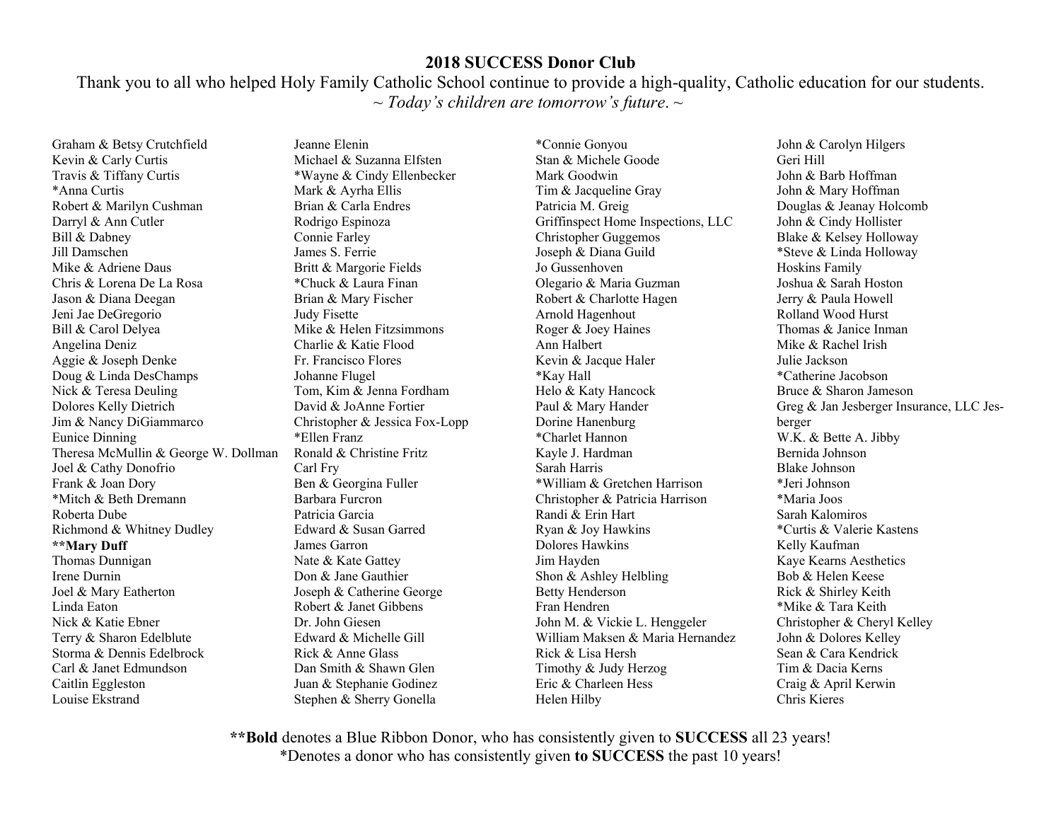# 2018 SUCCESS Donor Club

Thank you to all who helped Holy Family Catholic School continue to provide a high-quality, Catholic education for our students.

*~ Today's children are tomorrow's future. ~*

Graham & Betsy Crutchfield
Kevin & Carly Curtis
Travis & Tiffany Curtis
*Anna Curtis
Robert & Marilyn Cushman
Darryl & Ann Cutler
Bill & Dabney
Jill Damschen
Mike & Adriene Daus
Chris & Lorena De La Rosa
Jason & Diana Deegan
Jeni Jae DeGregorio
Bill & Carol Delyea
Angelina Deniz
Aggie & Joseph Denke
Doug & Linda DesChamps
Nick & Teresa Deuling
Dolores Kelly Dietrich
Jim & Nancy DiGiammarco
Eunice Dinning
Theresa McMullin & George W. Dollman
Joel & Cathy Donofrio
Frank & Joan Dory
*Mitch & Beth Dremann
Roberta Dube
Richmond & Whitney Dudley
**Mary Duff**
Thomas Dunnigan
Irene Durnin
Joel & Mary Eatherton
Linda Eaton
Nick & Katie Ebner
Terry & Sharon Edelblute
Storma & Dennis Edelbrock
Carl & Janet Edmundson
Caitlin Eggleston
Louise Ekstrand
Jeanne Elenin
Michael & Suzanna Elfsten
*Wayne & Cindy Ellenbecker
Mark & Ayrha Ellis
Brian & Carla Endres
Rodrigo Espinoza
Connie Farley
James S. Ferrie
Britt & Margorie Fields
*Chuck & Laura Finan
Brian & Mary Fischer
Judy Fisette
Mike & Helen Fitzsimmons
Charlie & Katie Flood
Fr. Francisco Flores
Johanne Flugel
Tom, Kim & Jenna Fordham
David & JoAnne Fortier
Christopher & Jessica Fox-Lopp
*Ellen Franz
Ronald & Christine Fritz
Carl Fry
Ben & Georgina Fuller
Barbara Furcron
Patricia Garcia
Edward & Susan Garred
James Garron
Nate & Kate Gattey
Don & Jane Gauthier
Joseph & Catherine George
Robert & Janet Gibbens
Dr. John Giesen
Edward & Michelle Gill
Rick & Anne Glass
Dan Smith & Shawn Glen
Juan & Stephanie Godinez
Stephen & Sherry Gonella
*Connie Gonyou
Stan & Michele Goode
Mark Goodwin
Tim & Jacqueline Gray
Patricia M. Greig
Griffinspect Home Inspections, LLC
Christopher Guggemos
Joseph & Diana Guild
Jo Gussenhoven
Olegario & Maria Guzman
Robert & Charlotte Hagen
Arnold Hagenhout
Roger & Joey Haines
Ann Halbert
Kevin & Jacque Haler
*Kay Hall
Helo & Katy Hancock
Paul & Mary Hander
Dorine Hanenburg
*Charlet Hannon
Kayle J. Hardman
Sarah Harris
*William & Gretchen Harrison
Christopher & Patricia Harrison
Randi & Erin Hart
Ryan & Joy Hawkins
Dolores Hawkins
Jim Hayden
Shon & Ashley Helbling
Betty Henderson
Fran Hendren
John M. & Vickie L. Henggeler
William Maksen & Maria Hernandez
Rick & Lisa Hersh
Timothy & Judy Herzog
Eric & Charleen Hess
Helen Hilby
John & Carolyn Hilgers
Geri Hill
John & Barb Hoffman
John & Mary Hoffman
Douglas & Jeanay Holcomb
John & Cindy Hollister
Blake & Kelsey Holloway
*Steve & Linda Holloway
Hoskins Family
Joshua & Sarah Hoston
Jerry & Paula Howell
Rolland Wood Hurst
Thomas & Janice Inman
Mike & Rachel Irish
Julie Jackson
*Catherine Jacobson
Bruce & Sharon Jameson
Greg & Jan Jesberger Insurance, LLC Jesberger
W.K. & Bette A. Jibby
Bernida Johnson
Blake Johnson
*Jeri Johnson
*Maria Joos
Sarah Kalomiros
*Curtis & Valerie Kastens
Kelly Kaufman
Kaye Kearns Aesthetics
Bob & Helen Keese
Rick & Shirley Keith
*Mike & Tara Keith
Christopher & Cheryl Kelley
John & Dolores Kelley
Sean & Cara Kendrick
Tim & Dacia Kerns
Craig & April Kerwin
Chris Kieres

****Bold** denotes a Blue Ribbon Donor, who has consistently given to **SUCCESS** all 23 years!

*Denotes a donor who has consistently given **to SUCCESS** the past 10 years!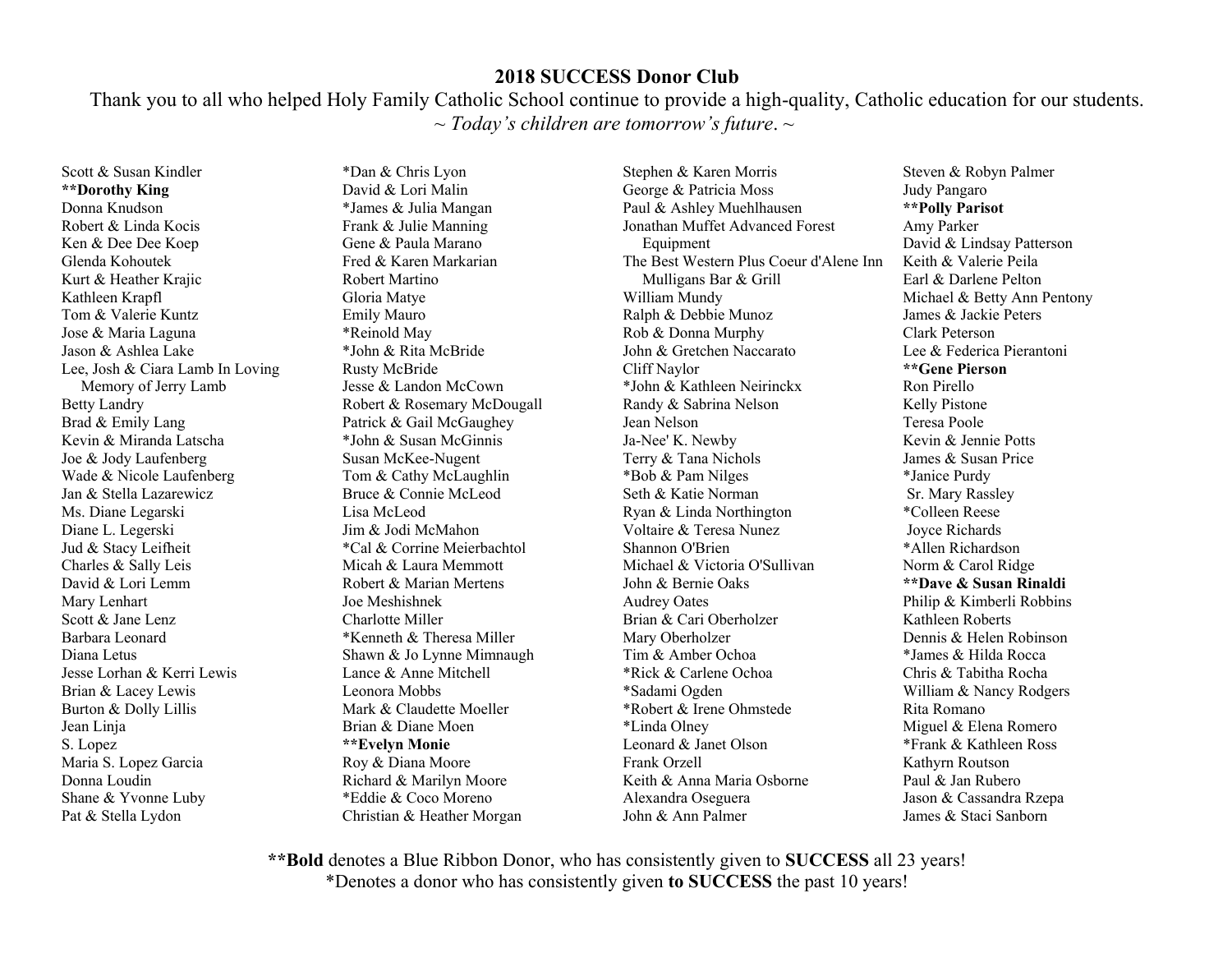## 2018 SUCCESS Donor Club

Thank you to all who helped Holy Family Catholic School continue to provide a high-quality, Catholic education for our students.

*~ Today's children are tomorrow's future. ~*

Scott & Susan Kindler
**Dorothy King**
Donna Knudson
Robert & Linda Kocis
Ken & Dee Dee Koep
Glenda Kohoutek
Kurt & Heather Krajic
Kathleen Krapfl
Tom & Valerie Kuntz
Jose & Maria Laguna
Jason & Ashlea Lake
Lee, Josh & Ciara Lamb In Loving Memory of Jerry Lamb
Betty Landry
Brad & Emily Lang
Kevin & Miranda Latscha
Joe & Jody Laufenberg
Wade & Nicole Laufenberg
Jan & Stella Lazarewicz
Ms. Diane Legarski
Diane L. Legerski
Jud & Stacy Leifheit
Charles & Sally Leis
David & Lori Lemm
Mary Lenhart
Scott & Jane Lenz
Barbara Leonard
Diana Letus
Jesse Lorhan & Kerri Lewis
Brian & Lacey Lewis
Burton & Dolly Lillis
Jean Linja
S. Lopez
Maria S. Lopez Garcia
Donna Loudin
Shane & Yvonne Luby
Pat & Stella Lydon
*Dan & Chris Lyon
David & Lori Malin
*James & Julia Mangan
Frank & Julie Manning
Gene & Paula Marano
Fred & Karen Markarian
Robert Martino
Gloria Matye
Emily Mauro
*Reinold May
*John & Rita McBride
Rusty McBride
Jesse & Landon McCown
Robert & Rosemary McDougall
Patrick & Gail McGaughey
*John & Susan McGinnis
Susan McKee-Nugent
Tom & Cathy McLaughlin
Bruce & Connie McLeod
Lisa McLeod
Jim & Jodi McMahon
*Cal & Corrine Meierbachtol
Micah & Laura Memmott
Robert & Marian Mertens
Joe Meshishnek
Charlotte Miller
*Kenneth & Theresa Miller
Shawn & Jo Lynne Mimnaugh
Lance & Anne Mitchell
Leonora Mobbs
Mark & Claudette Moeller
Brian & Diane Moen
**Evelyn Monie**
Roy & Diana Moore
Richard & Marilyn Moore
*Eddie & Coco Moreno
Christian & Heather Morgan
Stephen & Karen Morris
George & Patricia Moss
Paul & Ashley Muehlhausen
Jonathan Muffet Advanced Forest Equipment
The Best Western Plus Coeur d'Alene Inn Mulligans Bar & Grill
William Mundy
Ralph & Debbie Munoz
Rob & Donna Murphy
John & Gretchen Naccarato
Cliff Naylor
*John & Kathleen Neirinckx
Randy & Sabrina Nelson
Jean Nelson
Ja-Nee' K. Newby
Terry & Tana Nichols
*Bob & Pam Nilges
Seth & Katie Norman
Ryan & Linda Northington
Voltaire & Teresa Nunez
Shannon O'Brien
Michael & Victoria O'Sullivan
John & Bernie Oaks
Audrey Oates
Brian & Cari Oberholzer
Mary Oberholzer
Tim & Amber Ochoa
*Rick & Carlene Ochoa
*Sadami Ogden
*Robert & Irene Ohmstede
*Linda Olney
Leonard & Janet Olson
Frank Orzell
Keith & Anna Maria Osborne
Alexandra Oseguera
John & Ann Palmer
Steven & Robyn Palmer
Judy Pangaro
**Polly Parisot**
Amy Parker
David & Lindsay Patterson
Keith & Valerie Peila
Earl & Darlene Pelton
Michael & Betty Ann Pentony
James & Jackie Peters
Clark Peterson
Lee & Federica Pierantoni
**Gene Pierson**
Ron Pirello
Kelly Pistone
Teresa Poole
Kevin & Jennie Potts
James & Susan Price
*Janice Purdy
Sr. Mary Rassley
*Colleen Reese
Joyce Richards
*Allen Richardson
Norm & Carol Ridge
**Dave & Susan Rinaldi**
Philip & Kimberli Robbins
Kathleen Roberts
Dennis & Helen Robinson
*James & Hilda Rocca
Chris & Tabitha Rocha
William & Nancy Rodgers
Rita Romano
Miguel & Elena Romero
*Frank & Kathleen Ross
Kathyrn Routson
Paul & Jan Rubero
Jason & Cassandra Rzepa
James & Staci Sanborn

****Bold** denotes a Blue Ribbon Donor, who has consistently given to **SUCCESS** all 23 years!
*Denotes a donor who has consistently given **to SUCCESS** the past 10 years!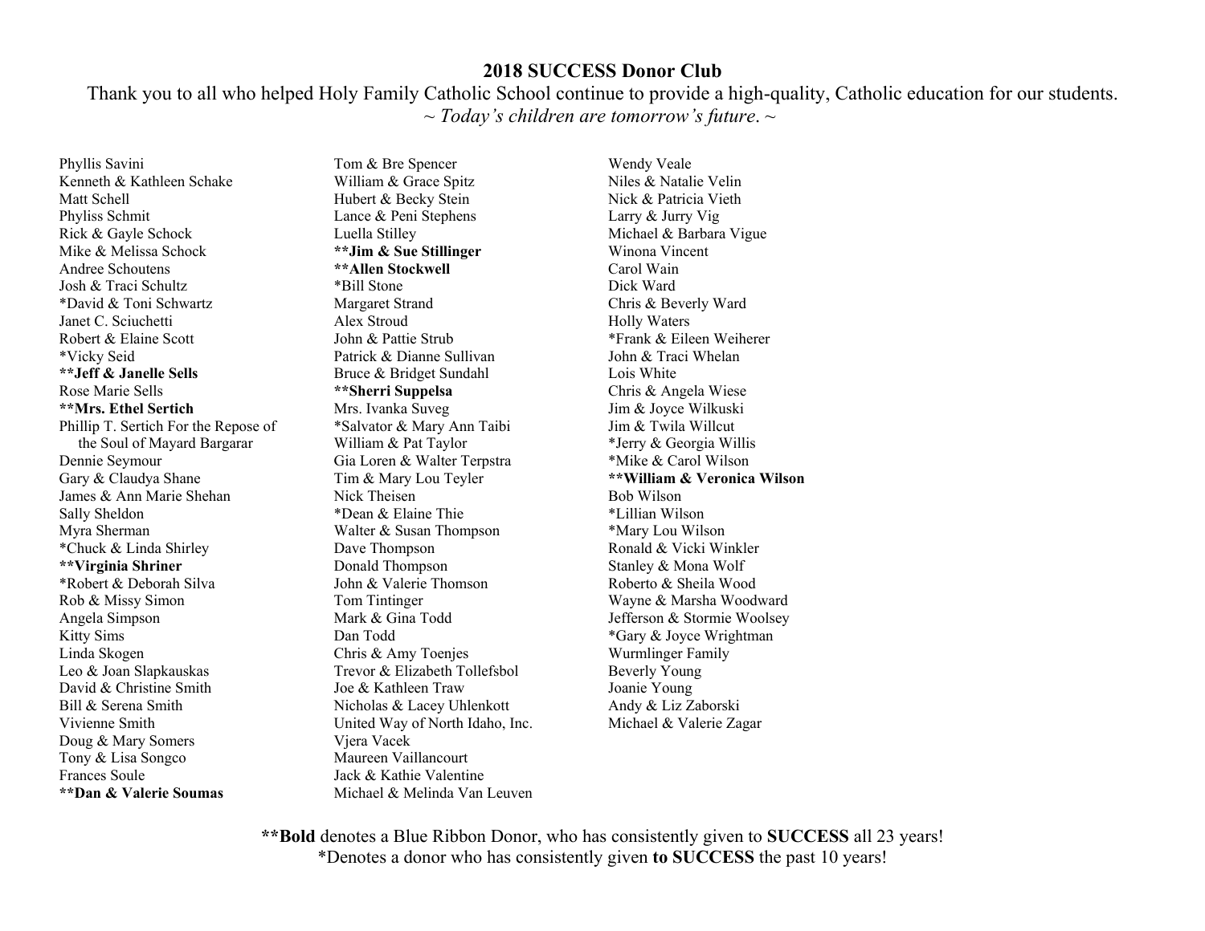**2018 SUCCESS Donor Club**

Thank you to all who helped Holy Family Catholic School continue to provide a high-quality, Catholic education for our students.

*~ Today's children are tomorrow's future. ~*

Phyllis Savini
Kenneth & Kathleen Schake
Matt Schell
Phyliss Schmit
Rick & Gayle Schock
Mike & Melissa Schock
Andree Schoutens
Josh & Traci Schultz
*David & Toni Schwartz
Janet C. Sciuchetti
Robert & Elaine Scott
*Vicky Seid
**Jeff & Janelle Sells**
Rose Marie Sells
**Mrs. Ethel Sertich**
Phillip T. Sertich For the Repose of the Soul of Mayard Bargarar
Dennie Seymour
Gary & Claudya Shane
James & Ann Marie Shehan
Sally Sheldon
Myra Sherman
*Chuck & Linda Shirley
**Virginia Shriner**
*Robert & Deborah Silva
Rob & Missy Simon
Angela Simpson
Kitty Sims
Linda Skogen
Leo & Joan Slapkauskas
David & Christine Smith
Bill & Serena Smith
Vivienne Smith
Doug & Mary Somers
Tony & Lisa Songco
Frances Soule
**Dan & Valerie Soumas**
Tom & Bre Spencer
William & Grace Spitz
Hubert & Becky Stein
Lance & Peni Stephens
Luella Stilley
**Jim & Sue Stillinger**
**Allen Stockwell**
*Bill Stone
Margaret Strand
Alex Stroud
John & Pattie Strub
Patrick & Dianne Sullivan
Bruce & Bridget Sundahl
**Sherri Suppelsa**
Mrs. Ivanka Suveg
*Salvator & Mary Ann Taibi
William & Pat Taylor
Gia Loren & Walter Terpstra
Tim & Mary Lou Teyler
Nick Theisen
*Dean & Elaine Thie
Walter & Susan Thompson
Dave Thompson
Donald Thompson
John & Valerie Thomson
Tom Tintinger
Mark & Gina Todd
Dan Todd
Chris & Amy Toenjes
Trevor & Elizabeth Tollefsbol
Joe & Kathleen Traw
Nicholas & Lacey Uhlenkott
United Way of North Idaho, Inc.
Vjera Vacek
Maureen Vaillancourt
Jack & Kathie Valentine
Michael & Melinda Van Leuven
Wendy Veale
Niles & Natalie Velin
Nick & Patricia Vieth
Larry & Jurry Vig
Michael & Barbara Vigue
Winona Vincent
Carol Wain
Dick Ward
Chris & Beverly Ward
Holly Waters
*Frank & Eileen Weiherer
John & Traci Whelan
Lois White
Chris & Angela Wiese
Jim & Joyce Wilkuski
Jim & Twila Willcut
*Jerry & Georgia Willis
*Mike & Carol Wilson
**William & Veronica Wilson**
Bob Wilson
*Lillian Wilson
*Mary Lou Wilson
Ronald & Vicki Winkler
Stanley & Mona Wolf
Roberto & Sheila Wood
Wayne & Marsha Woodward
Jefferson & Stormie Woolsey
*Gary & Joyce Wrightman
Wurmlinger Family
Beverly Young
Joanie Young
Andy & Liz Zaborski
Michael & Valerie Zagar

****Bold** denotes a Blue Ribbon Donor, who has consistently given to **SUCCESS** all 23 years!
*Denotes a donor who has consistently given **to SUCCESS** the past 10 years!